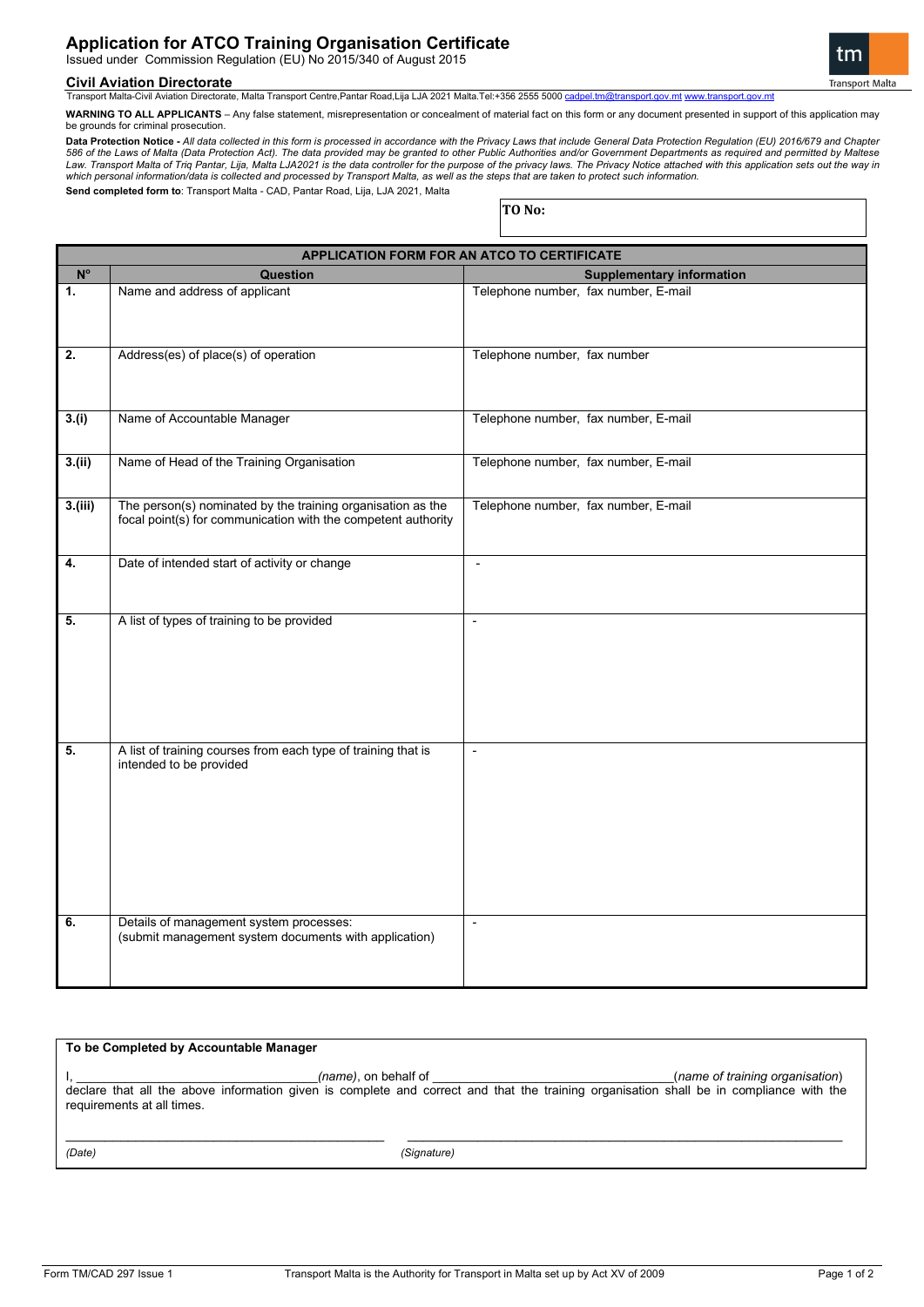# Application for ATCO Training Organisation Certificate

Issued under Commission Regulation (EU) No 2015/340 of August 2015

## Civil Aviation Directorate

Transport Malta-Civil Aviation Directorate, Malta Transport Centre,Pantar Road,Lija LJA 2021 Malta.Tel:+356 2555 5000 cadpel.tm@transport.gov.mt www.transport.gov.mt

**WARNING TO ALL APPLICANTS** – Any false statement, misrepresentation or concealment of material fact on this form or any document presented in support of this application may be grounds for criminal prosecution.

**Data Protection Notice -** *All data collected in this form is processed in accordance with the Privacy Laws that include General Data Protection Regulation (EU) 2016/679 and Chapter 586 of the Laws of Malta (Data Protection Act). The data provided may be granted to other Public Authorities and/or Government Departments as required and permitted by Maltese Law. Transport Malta of Triq Pantar, Lija, Malta LJA2021 is the data controller for the purpose of the privacy laws. The Privacy Notice attached with this application sets out the way in which personal information/data is collected and processed by Transport Malta, as well as the steps that are taken to protect such information.*

**Send completed form to**: Transport Malta - CAD, Pantar Road, Lija, LJA 2021, Malta

**TO No:**

| APPLICATION FORM FOR AN ATCO TO CERTIFICATE | | |
|---|---|---|
| **N°** | **Question** | **Supplementary information** |
| **1.** | Name and address of applicant | Telephone number, fax number, E-mail |
| **2.** | Address(es) of place(s) of operation | Telephone number, fax number |
| **3.(i)** | Name of Accountable Manager | Telephone number, fax number, E-mail |
| **3.(ii)** | Name of Head of the Training Organisation | Telephone number, fax number, E-mail |
| **3.(iii)** | The person(s) nominated by the training organisation as the focal point(s) for communication with the competent authority | Telephone number, fax number, E-mail |
| **4.** | Date of intended start of activity or change | - |
| **5.** | A list of types of training to be provided | - |
| **5.** | A list of training courses from each type of training that is intended to be provided | - |
| **6.** | Details of management system processes: (submit management system documents with application) | - |

**To be Completed by Accountable Manager**

I, ________________________________*(name)*, on behalf of ________________________________(*name of training organisation*) declare that all the above information given is complete and correct and that the training organisation shall be in compliance with the requirements at all times.

_____________________________________ _____________________________________

*(Date)* *(Signature)*

Form TM/CAD 297 Issue 1 Transport Malta is the Authority for Transport in Malta set up by Act XV of 2009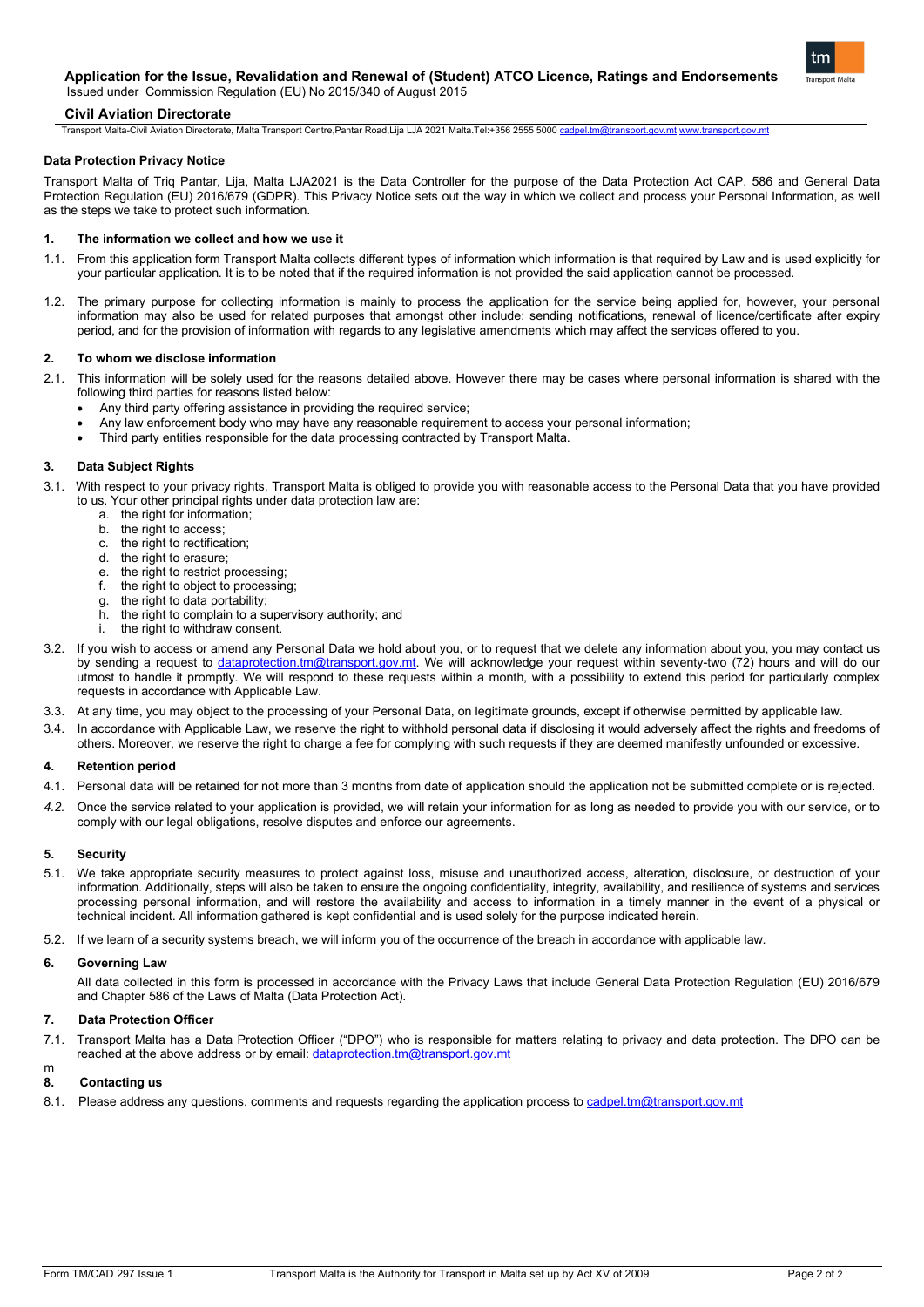# Application for the Issue, Revalidation and Renewal of (Student) ATCO Licence, Ratings and Endorsements

Issued under Commission Regulation (EU) No 2015/340 of August 2015

## Civil Aviation Directorate

Transport Malta-Civil Aviation Directorate, Malta Transport Centre,Pantar Road,Lija LJA 2021 Malta.Tel:+356 2555 5000 cadpel.tm@transport.gov.mt www.transport.gov.mt

### Data Protection Privacy Notice

Transport Malta of Triq Pantar, Lija, Malta LJA2021 is the Data Controller for the purpose of the Data Protection Act CAP. 586 and General Data Protection Regulation (EU) 2016/679 (GDPR). This Privacy Notice sets out the way in which we collect and process your Personal Information, as well as the steps we take to protect such information.

#### 1. The information we collect and how we use it

1.1. From this application form Transport Malta collects different types of information which information is that required by Law and is used explicitly for your particular application. It is to be noted that if the required information is not provided the said application cannot be processed.

1.2. The primary purpose for collecting information is mainly to process the application for the service being applied for, however, your personal information may also be used for related purposes that amongst other include: sending notifications, renewal of licence/certificate after expiry period, and for the provision of information with regards to any legislative amendments which may affect the services offered to you.

#### 2. To whom we disclose information

2.1. This information will be solely used for the reasons detailed above. However there may be cases where personal information is shared with the following third parties for reasons listed below:

- Any third party offering assistance in providing the required service;
- Any law enforcement body who may have any reasonable requirement to access your personal information;
- Third party entities responsible for the data processing contracted by Transport Malta.

#### 3. Data Subject Rights

3.1. With respect to your privacy rights, Transport Malta is obliged to provide you with reasonable access to the Personal Data that you have provided to us. Your other principal rights under data protection law are:

a. the right for information;
b. the right to access;
c. the right to rectification;
d. the right to erasure;
e. the right to restrict processing;
f. the right to object to processing;
g. the right to data portability;
h. the right to complain to a supervisory authority; and
i. the right to withdraw consent.

3.2. If you wish to access or amend any Personal Data we hold about you, or to request that we delete any information about you, you may contact us by sending a request to dataprotection.tm@transport.gov.mt. We will acknowledge your request within seventy-two (72) hours and will do our utmost to handle it promptly. We will respond to these requests within a month, with a possibility to extend this period for particularly complex requests in accordance with Applicable Law.

3.3. At any time, you may object to the processing of your Personal Data, on legitimate grounds, except if otherwise permitted by applicable law.

3.4. In accordance with Applicable Law, we reserve the right to withhold personal data if disclosing it would adversely affect the rights and freedoms of others. Moreover, we reserve the right to charge a fee for complying with such requests if they are deemed manifestly unfounded or excessive.

#### 4. Retention period

4.1. Personal data will be retained for not more than 3 months from date of application should the application not be submitted complete or is rejected.

*4.2.* Once the service related to your application is provided, we will retain your information for as long as needed to provide you with our service, or to comply with our legal obligations, resolve disputes and enforce our agreements.

#### 5. Security

5.1. We take appropriate security measures to protect against loss, misuse and unauthorized access, alteration, disclosure, or destruction of your information. Additionally, steps will also be taken to ensure the ongoing confidentiality, integrity, availability, and resilience of systems and services processing personal information, and will restore the availability and access to information in a timely manner in the event of a physical or technical incident. All information gathered is kept confidential and is used solely for the purpose indicated herein.

5.2. If we learn of a security systems breach, we will inform you of the occurrence of the breach in accordance with applicable law.

#### 6. Governing Law

All data collected in this form is processed in accordance with the Privacy Laws that include General Data Protection Regulation (EU) 2016/679 and Chapter 586 of the Laws of Malta (Data Protection Act).

#### 7. Data Protection Officer

7.1. Transport Malta has a Data Protection Officer ("DPO") who is responsible for matters relating to privacy and data protection. The DPO can be reached at the above address or by email: dataprotection.tm@transport.gov.mt

m

#### 8. Contacting us

8.1. Please address any questions, comments and requests regarding the application process to cadpel.tm@transport.gov.mt

Form TM/CAD 297 Issue 1 | Transport Malta is the Authority for Transport in Malta set up by Act XV of 2009